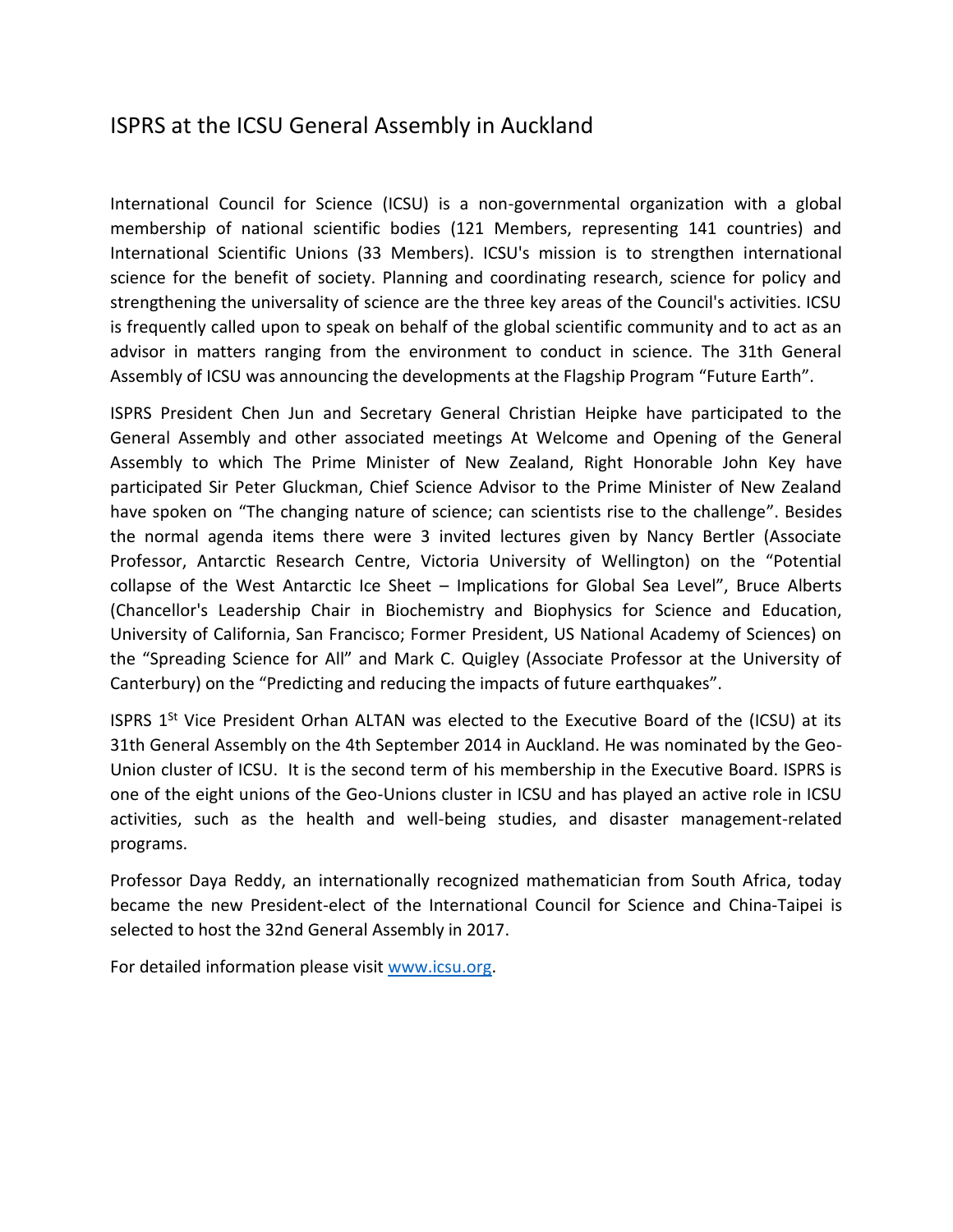# ISPRS at the ICSU General Assembly in Auckland

International Council for Science (ICSU) is a non-governmental organization with a global membership of national scientific bodies (121 Members, representing 141 countries) and International Scientific Unions (33 Members). ICSU's mission is to strengthen international science for the benefit of society. Planning and coordinating research, science for policy and strengthening the universality of science are the three key areas of the Council's activities. ICSU is frequently called upon to speak on behalf of the global scientific community and to act as an advisor in matters ranging from the environment to conduct in science. The 31th General Assembly of ICSU was announcing the developments at the Flagship Program "Future Earth".

ISPRS President Chen Jun and Secretary General Christian Heipke have participated to the General Assembly and other associated meetings At Welcome and Opening of the General Assembly to which The Prime Minister of New Zealand, Right Honorable John Key have participated Sir Peter Gluckman, Chief Science Advisor to the Prime Minister of New Zealand have spoken on "The changing nature of science; can scientists rise to the challenge". Besides the normal agenda items there were 3 invited lectures given by Nancy Bertler (Associate Professor, Antarctic Research Centre, Victoria University of Wellington) on the "Potential collapse of the West Antarctic Ice Sheet – Implications for Global Sea Level", Bruce Alberts (Chancellor's Leadership Chair in Biochemistry and Biophysics for Science and Education, University of California, San Francisco; Former President, US National Academy of Sciences) on the "Spreading Science for All" and Mark C. Quigley (Associate Professor at the University of Canterbury) on the "Predicting and reducing the impacts of future earthquakes".

ISPRS 1St Vice President Orhan ALTAN was elected to the Executive Board of the (ICSU) at its 31th General Assembly on the 4th September 2014 in Auckland. He was nominated by the Geo-Union cluster of ICSU. It is the second term of his membership in the Executive Board. ISPRS is one of the eight unions of the Geo-Unions cluster in ICSU and has played an active role in ICSU activities, such as the health and well-being studies, and disaster management-related programs.

Professor Daya Reddy, an internationally recognized mathematician from South Africa, today became the new President-elect of the International Council for Science and China-Taipei is selected to host the 32nd General Assembly in 2017.

For detailed information please visit [www.icsu.org](http://www.icsu.org).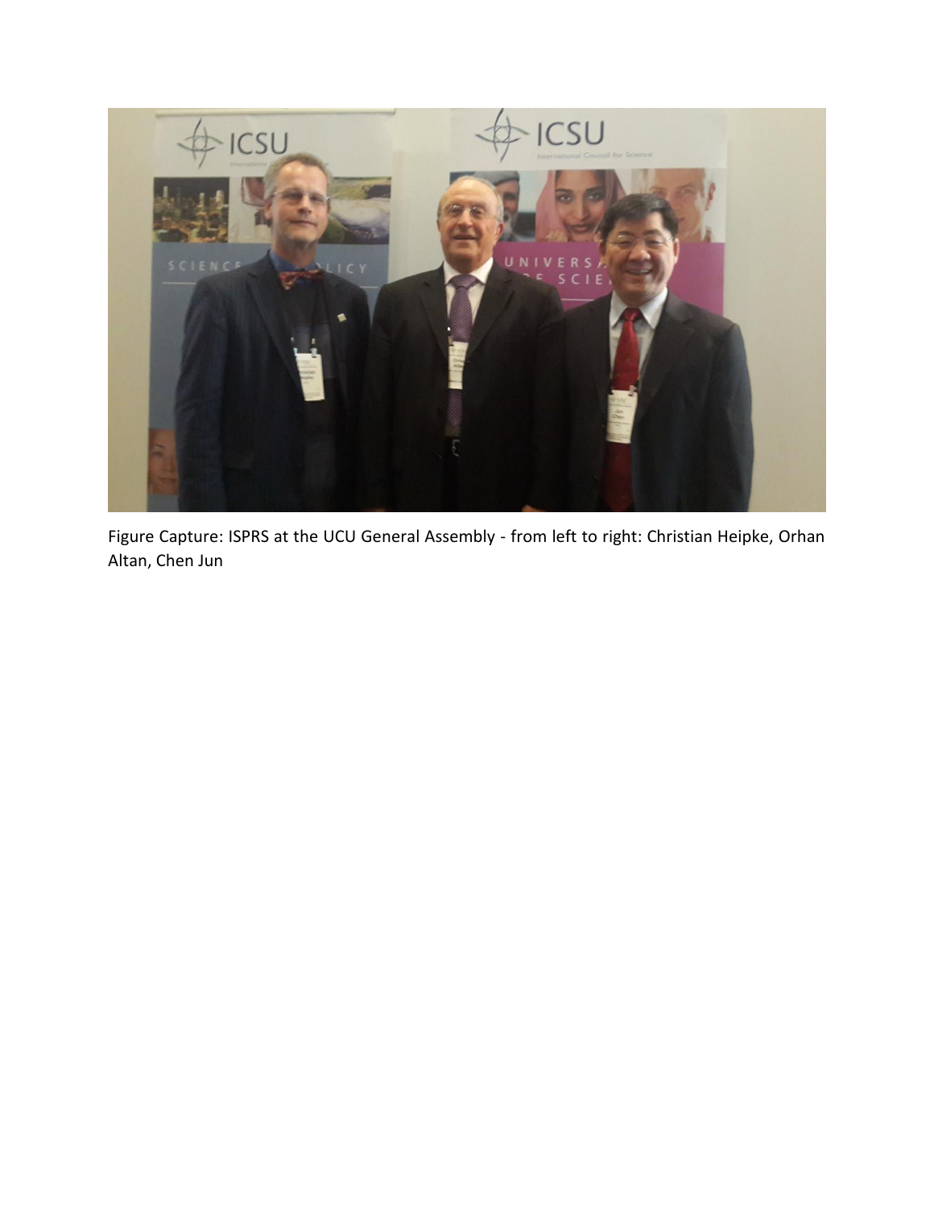Figure Capture: ISPRS at the UCU General Assembly - from left to right: Christian Heipke, Orhan Altan, Chen Jun